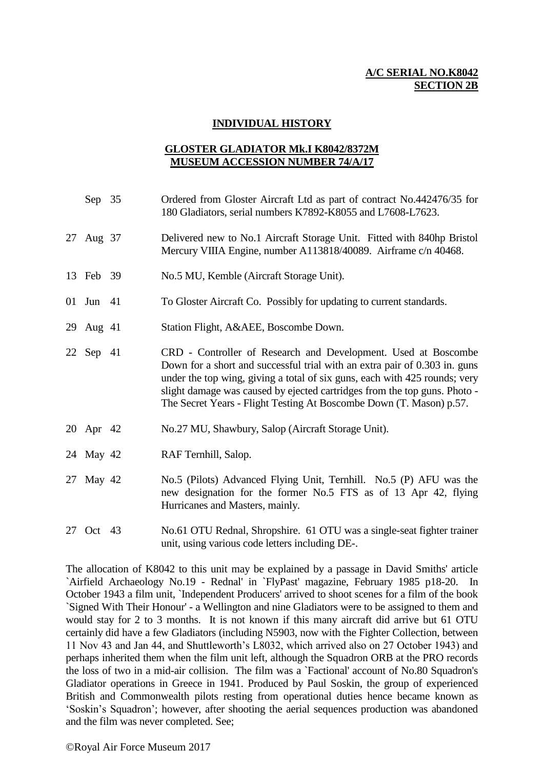**A/C SERIAL NO.K8042**
**SECTION 2B**

# INDIVIDUAL HISTORY

## GLOSTER GLADIATOR Mk.I K8042/8372M
## MUSEUM ACCESSION NUMBER 74/A/17

| | |
|---|---|
| Sep 35 | Ordered from Gloster Aircraft Ltd as part of contract No.442476/35 for 180 Gladiators, serial numbers K7892-K8055 and L7608-L7623. |
| 27 Aug 37 | Delivered new to No.1 Aircraft Storage Unit. Fitted with 840hp Bristol Mercury VIIIA Engine, number A113818/40089. Airframe c/n 40468. |
| 13 Feb 39 | No.5 MU, Kemble (Aircraft Storage Unit). |
| 01 Jun 41 | To Gloster Aircraft Co. Possibly for updating to current standards. |
| 29 Aug 41 | Station Flight, A&AEE, Boscombe Down. |
| 22 Sep 41 | CRD - Controller of Research and Development. Used at Boscombe Down for a short and successful trial with an extra pair of 0.303 in. guns under the top wing, giving a total of six guns, each with 425 rounds; very slight damage was caused by ejected cartridges from the top guns. Photo - The Secret Years - Flight Testing At Boscombe Down (T. Mason) p.57. |
| 20 Apr 42 | No.27 MU, Shawbury, Salop (Aircraft Storage Unit). |
| 24 May 42 | RAF Ternhill, Salop. |
| 27 May 42 | No.5 (Pilots) Advanced Flying Unit, Ternhill. No.5 (P) AFU was the new designation for the former No.5 FTS as of 13 Apr 42, flying Hurricanes and Masters, mainly. |
| 27 Oct 43 | No.61 OTU Rednal, Shropshire. 61 OTU was a single-seat fighter trainer unit, using various code letters including DE-. |

The allocation of K8042 to this unit may be explained by a passage in David Smiths' article `Airfield Archaeology No.19 - Rednal' in `FlyPast' magazine, February 1985 p18-20. In October 1943 a film unit, `Independent Producers' arrived to shoot scenes for a film of the book `Signed With Their Honour' - a Wellington and nine Gladiators were to be assigned to them and would stay for 2 to 3 months. It is not known if this many aircraft did arrive but 61 OTU certainly did have a few Gladiators (including N5903, now with the Fighter Collection, between 11 Nov 43 and Jan 44, and Shuttleworth's L8032, which arrived also on 27 October 1943) and perhaps inherited them when the film unit left, although the Squadron ORB at the PRO records the loss of two in a mid-air collision. The film was a `Factional' account of No.80 Squadron's Gladiator operations in Greece in 1941. Produced by Paul Soskin, the group of experienced British and Commonwealth pilots resting from operational duties hence became known as 'Soskin's Squadron'; however, after shooting the aerial sequences production was abandoned and the film was never completed. See;

©Royal Air Force Museum 2017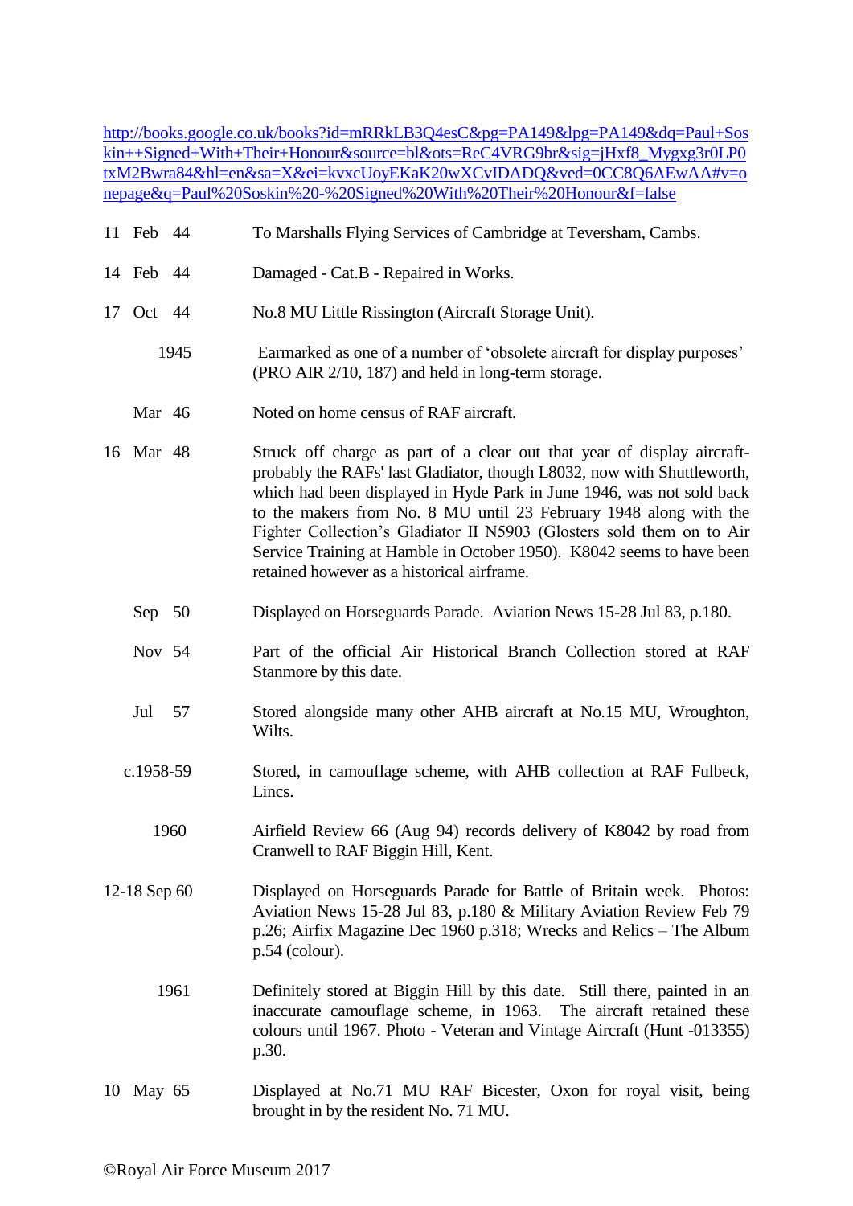http://books.google.co.uk/books?id=mRRkLB3Q4esC&pg=PA149&lpg=PA149&dq=Paul+Soskin++Signed+With+Their+Honour&source=bl&ots=ReC4VRG9br&sig=jHxf8_Mygxg3r0LP0txM2Bwra84&hl=en&sa=X&ei=kvxcUoyEKaK20wXCvIDADQ&ved=0CC8Q6AEwAA#v=onepage&q=Paul%20Soskin%20-%20Signed%20With%20Their%20Honour&f=false

| | |
|---|---|
| 11 Feb 44 | To Marshalls Flying Services of Cambridge at Teversham, Cambs. |
| 14 Feb 44 | Damaged - Cat.B - Repaired in Works. |
| 17 Oct 44 | No.8 MU Little Rissington (Aircraft Storage Unit). |
| 1945 | Earmarked as one of a number of 'obsolete aircraft for display purposes' (PRO AIR 2/10, 187) and held in long-term storage. |
| Mar 46 | Noted on home census of RAF aircraft. |
| 16 Mar 48 | Struck off charge as part of a clear out that year of display aircraft- probably the RAFs' last Gladiator, though L8032, now with Shuttleworth, which had been displayed in Hyde Park in June 1946, was not sold back to the makers from No. 8 MU until 23 February 1948 along with the Fighter Collection's Gladiator II N5903 (Glosters sold them on to Air Service Training at Hamble in October 1950). K8042 seems to have been retained however as a historical airframe. |
| Sep 50 | Displayed on Horseguards Parade. Aviation News 15-28 Jul 83, p.180. |
| Nov 54 | Part of the official Air Historical Branch Collection stored at RAF Stanmore by this date. |
| Jul 57 | Stored alongside many other AHB aircraft at No.15 MU, Wroughton, Wilts. |
| c.1958-59 | Stored, in camouflage scheme, with AHB collection at RAF Fulbeck, Lincs. |
| 1960 | Airfield Review 66 (Aug 94) records delivery of K8042 by road from Cranwell to RAF Biggin Hill, Kent. |
| 12-18 Sep 60 | Displayed on Horseguards Parade for Battle of Britain week. Photos: Aviation News 15-28 Jul 83, p.180 & Military Aviation Review Feb 79 p.26; Airfix Magazine Dec 1960 p.318; Wrecks and Relics – The Album p.54 (colour). |
| 1961 | Definitely stored at Biggin Hill by this date. Still there, painted in an inaccurate camouflage scheme, in 1963. The aircraft retained these colours until 1967. Photo - Veteran and Vintage Aircraft (Hunt -013355) p.30. |
| 10 May 65 | Displayed at No.71 MU RAF Bicester, Oxon for royal visit, being brought in by the resident No. 71 MU. |

©Royal Air Force Museum 2017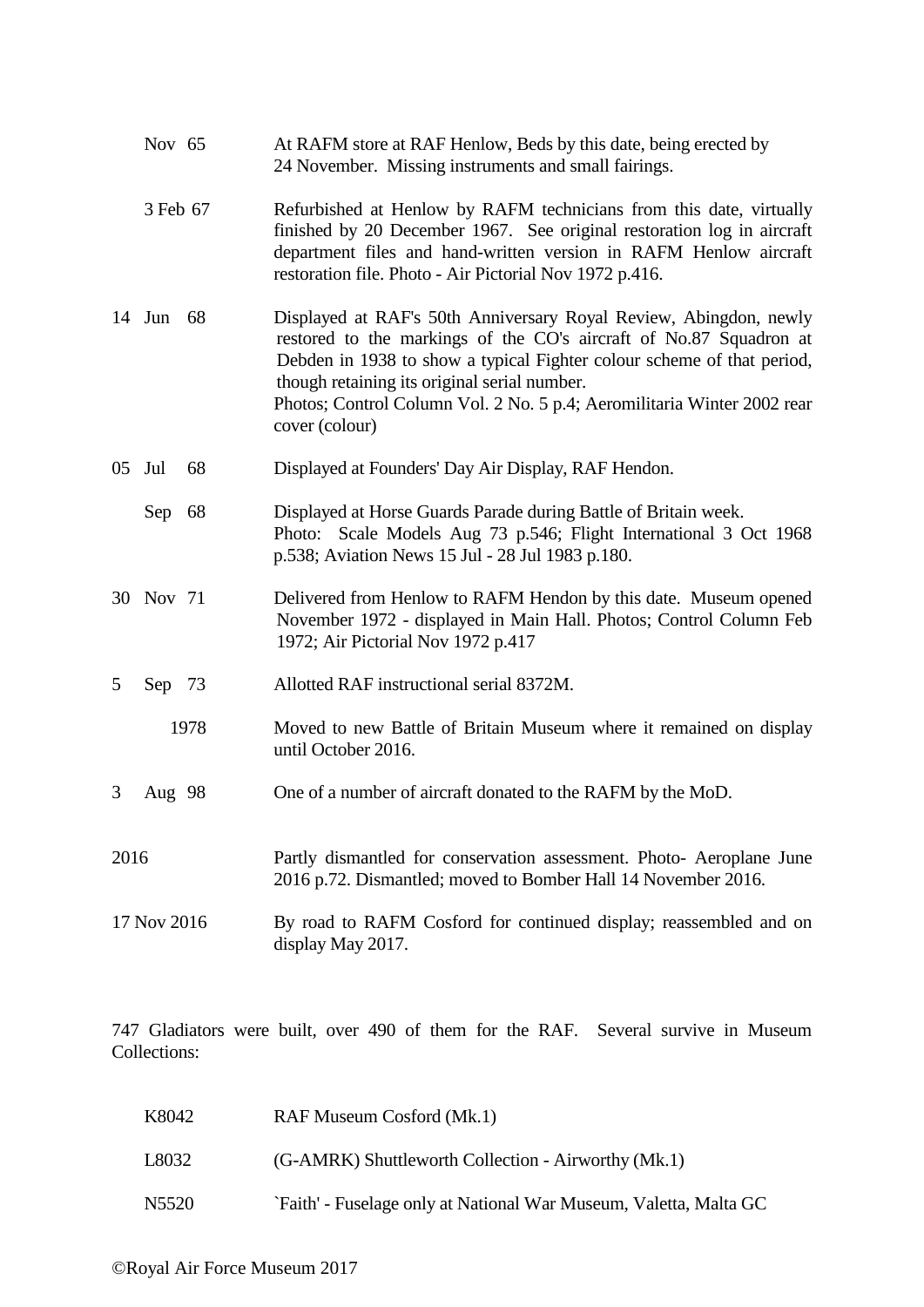| | |
|---|---|
| Nov 65 | At RAFM store at RAF Henlow, Beds by this date, being erected by 24 November. Missing instruments and small fairings. |
| 3 Feb 67 | Refurbished at Henlow by RAFM technicians from this date, virtually finished by 20 December 1967. See original restoration log in aircraft department files and hand-written version in RAFM Henlow aircraft restoration file. Photo - Air Pictorial Nov 1972 p.416. |
| 14 Jun 68 | Displayed at RAF's 50th Anniversary Royal Review, Abingdon, newly restored to the markings of the CO's aircraft of No.87 Squadron at Debden in 1938 to show a typical Fighter colour scheme of that period, though retaining its original serial number. Photos; Control Column Vol. 2 No. 5 p.4; Aeromilitaria Winter 2002 rear cover (colour) |
| 05 Jul 68 | Displayed at Founders' Day Air Display, RAF Hendon. |
| Sep 68 | Displayed at Horse Guards Parade during Battle of Britain week. Photo: Scale Models Aug 73 p.546; Flight International 3 Oct 1968 p.538; Aviation News 15 Jul - 28 Jul 1983 p.180. |
| 30 Nov 71 | Delivered from Henlow to RAFM Hendon by this date. Museum opened November 1972 - displayed in Main Hall. Photos; Control Column Feb 1972; Air Pictorial Nov 1972 p.417 |
| 5 Sep 73 | Allotted RAF instructional serial 8372M. |
| 1978 | Moved to new Battle of Britain Museum where it remained on display until October 2016. |
| 3 Aug 98 | One of a number of aircraft donated to the RAFM by the MoD. |
| 2016 | Partly dismantled for conservation assessment. Photo- Aeroplane June 2016 p.72. Dismantled; moved to Bomber Hall 14 November 2016. |
| 17 Nov 2016 | By road to RAFM Cosford for continued display; reassembled and on display May 2017. |

747 Gladiators were built, over 490 of them for the RAF. Several survive in Museum Collections:

| | |
|---|---|
| K8042 | RAF Museum Cosford (Mk.1) |
| L8032 | (G-AMRK) Shuttleworth Collection - Airworthy (Mk.1) |
| N5520 | `Faith' - Fuselage only at National War Museum, Valetta, Malta GC |

©Royal Air Force Museum 2017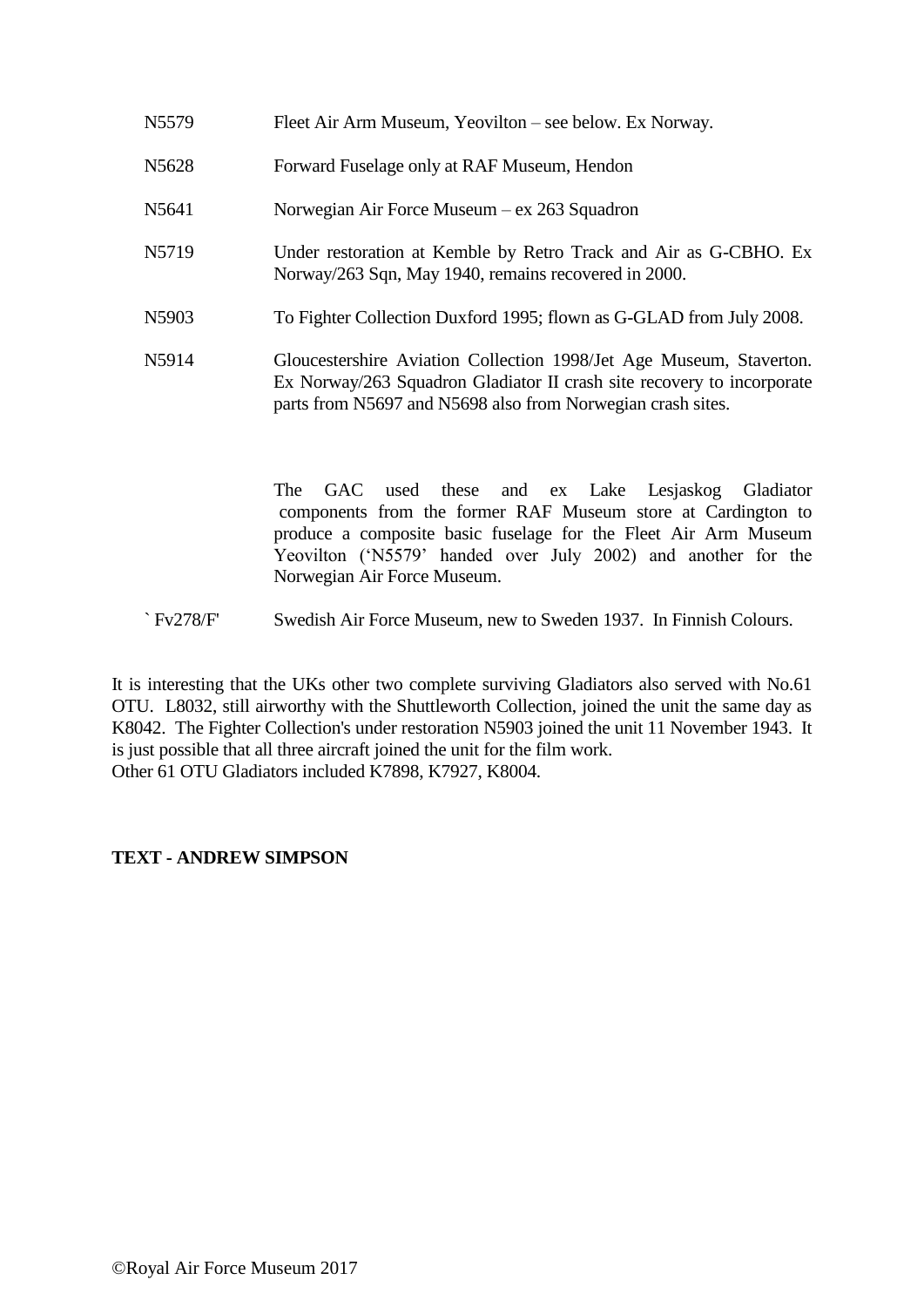| | |
|---|---|
| N5579 | Fleet Air Arm Museum, Yeovilton – see below. Ex Norway. |
| N5628 | Forward Fuselage only at RAF Museum, Hendon |
| N5641 | Norwegian Air Force Museum – ex 263 Squadron |
| N5719 | Under restoration at Kemble by Retro Track and Air as G-CBHO. Ex Norway/263 Sqn, May 1940, remains recovered in 2000. |
| N5903 | To Fighter Collection Duxford 1995; flown as G-GLAD from July 2008. |
| N5914 | Gloucestershire Aviation Collection 1998/Jet Age Museum, Staverton. Ex Norway/263 Squadron Gladiator II crash site recovery to incorporate parts from N5697 and N5698 also from Norwegian crash sites. |
| | The GAC used these and ex Lake Lesjaskog Gladiator components from the former RAF Museum store at Cardington to produce a composite basic fuselage for the Fleet Air Arm Museum Yeovilton ('N5579' handed over July 2002) and another for the Norwegian Air Force Museum. |
| ` Fv278/F' | Swedish Air Force Museum, new to Sweden 1937. In Finnish Colours. |

It is interesting that the UKs other two complete surviving Gladiators also served with No.61 OTU. L8032, still airworthy with the Shuttleworth Collection, joined the unit the same day as K8042. The Fighter Collection's under restoration N5903 joined the unit 11 November 1943. It is just possible that all three aircraft joined the unit for the film work.
Other 61 OTU Gladiators included K7898, K7927, K8004.

**TEXT - ANDREW SIMPSON**

©Royal Air Force Museum 2017